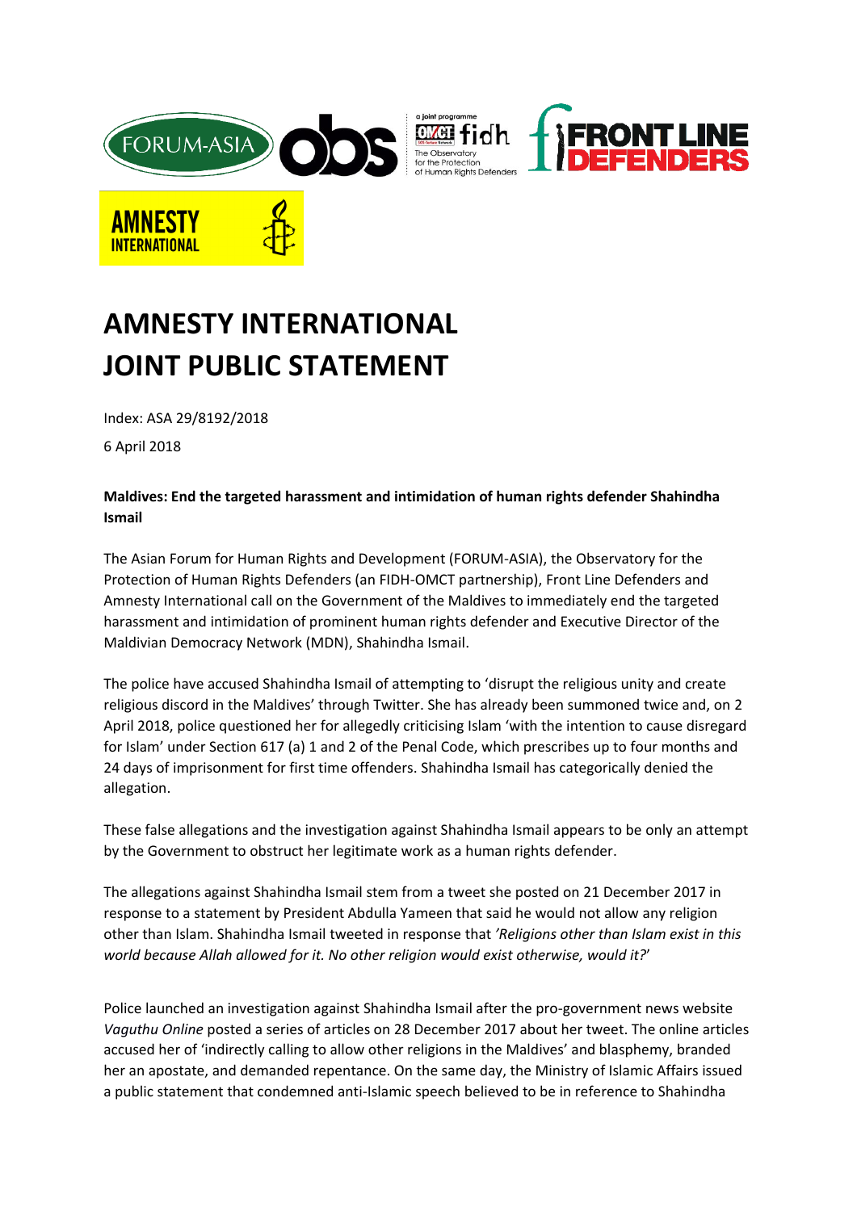# AMNESTY INTERNATIONAL JOINT PUBLIC STATEMENT

Index: ASA 29/8192/2018

6 April 2018

**Maldives: End the targeted harassment and intimidation of human rights defender Shahindha Ismail**

The Asian Forum for Human Rights and Development (FORUM-ASIA), the Observatory for the Protection of Human Rights Defenders (an FIDH-OMCT partnership), Front Line Defenders and Amnesty International call on the Government of the Maldives to immediately end the targeted harassment and intimidation of prominent human rights defender and Executive Director of the Maldivian Democracy Network (MDN), Shahindha Ismail.

The police have accused Shahindha Ismail of attempting to 'disrupt the religious unity and create religious discord in the Maldives' through Twitter. She has already been summoned twice and, on 2 April 2018, police questioned her for allegedly criticising Islam 'with the intention to cause disregard for Islam' under Section 617 (a) 1 and 2 of the Penal Code, which prescribes up to four months and 24 days of imprisonment for first time offenders. Shahindha Ismail has categorically denied the allegation.

These false allegations and the investigation against Shahindha Ismail appears to be only an attempt by the Government to obstruct her legitimate work as a human rights defender.

The allegations against Shahindha Ismail stem from a tweet she posted on 21 December 2017 in response to a statement by President Abdulla Yameen that said he would not allow any religion other than Islam. Shahindha Ismail tweeted in response that *'Religions other than Islam exist in this world because Allah allowed for it. No other religion would exist otherwise, would it?*'

Police launched an investigation against Shahindha Ismail after the pro-government news website *Vaguthu Online* posted a series of articles on 28 December 2017 about her tweet. The online articles accused her of 'indirectly calling to allow other religions in the Maldives' and blasphemy, branded her an apostate, and demanded repentance. On the same day, the Ministry of Islamic Affairs issued a public statement that condemned anti-Islamic speech believed to be in reference to Shahindha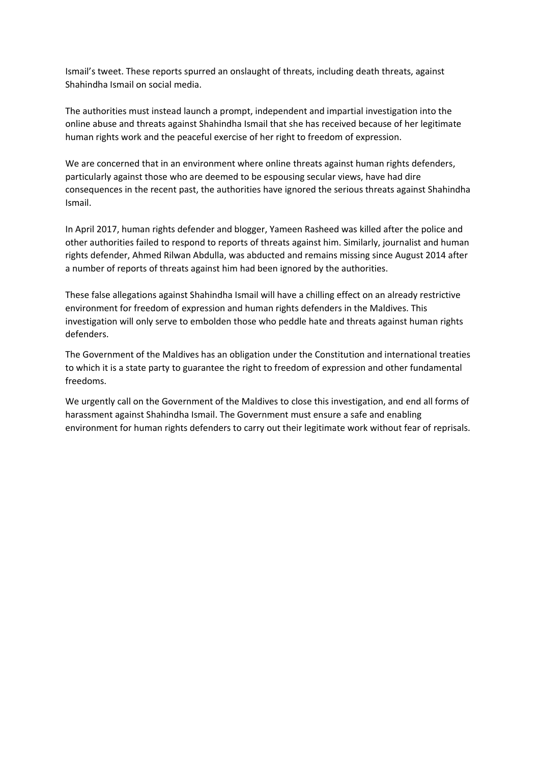Ismail's tweet. These reports spurred an onslaught of threats, including death threats, against Shahindha Ismail on social media.

The authorities must instead launch a prompt, independent and impartial investigation into the online abuse and threats against Shahindha Ismail that she has received because of her legitimate human rights work and the peaceful exercise of her right to freedom of expression.

We are concerned that in an environment where online threats against human rights defenders, particularly against those who are deemed to be espousing secular views, have had dire consequences in the recent past, the authorities have ignored the serious threats against Shahindha Ismail.

In April 2017, human rights defender and blogger, Yameen Rasheed was killed after the police and other authorities failed to respond to reports of threats against him. Similarly, journalist and human rights defender, Ahmed Rilwan Abdulla, was abducted and remains missing since August 2014 after a number of reports of threats against him had been ignored by the authorities.

These false allegations against Shahindha Ismail will have a chilling effect on an already restrictive environment for freedom of expression and human rights defenders in the Maldives. This investigation will only serve to embolden those who peddle hate and threats against human rights defenders.

The Government of the Maldives has an obligation under the Constitution and international treaties to which it is a state party to guarantee the right to freedom of expression and other fundamental freedoms.

We urgently call on the Government of the Maldives to close this investigation, and end all forms of harassment against Shahindha Ismail. The Government must ensure a safe and enabling environment for human rights defenders to carry out their legitimate work without fear of reprisals.